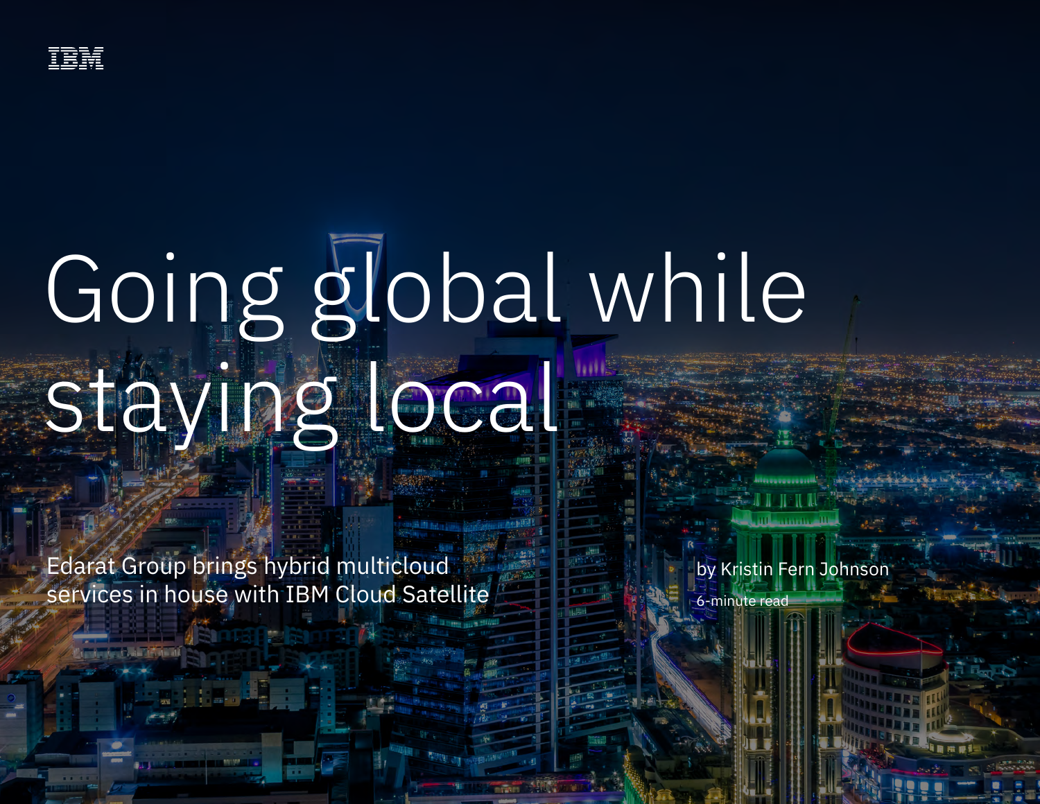IBM

# Going global while staying local

Edarat Group brings hybrid multicloud services in house with IBM Cloud Satellite

by Kristin Fern Johnson

6-minute read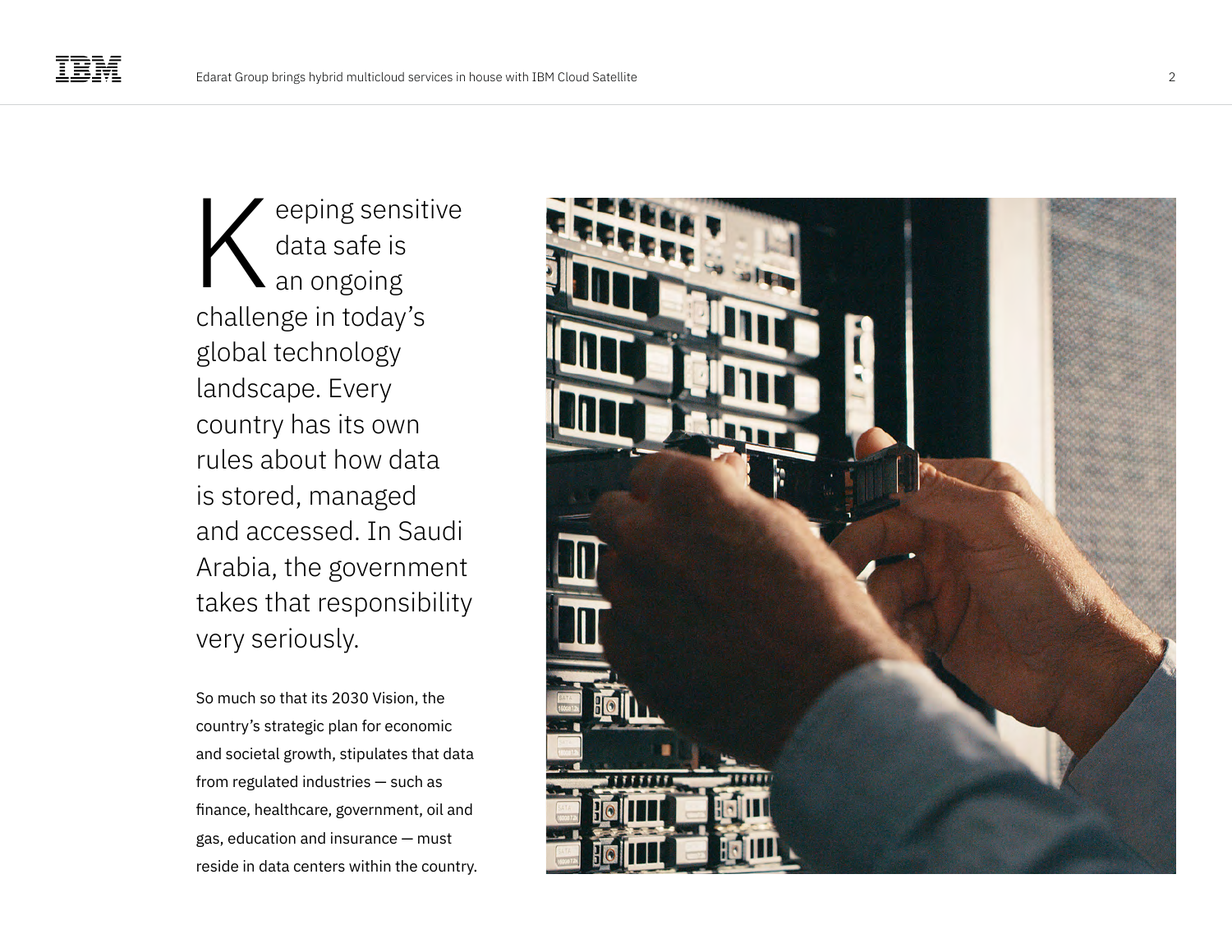Keeping sensitive data safe is an ongoing challenge in today's global technology landscape. Every country has its own rules about how data is stored, managed and accessed. In Saudi Arabia, the government takes that responsibility very seriously.

So much so that its 2030 Vision, the country's strategic plan for economic and societal growth, stipulates that data from regulated industries — such as finance, healthcare, government, oil and gas, education and insurance — must reside in data centers within the country.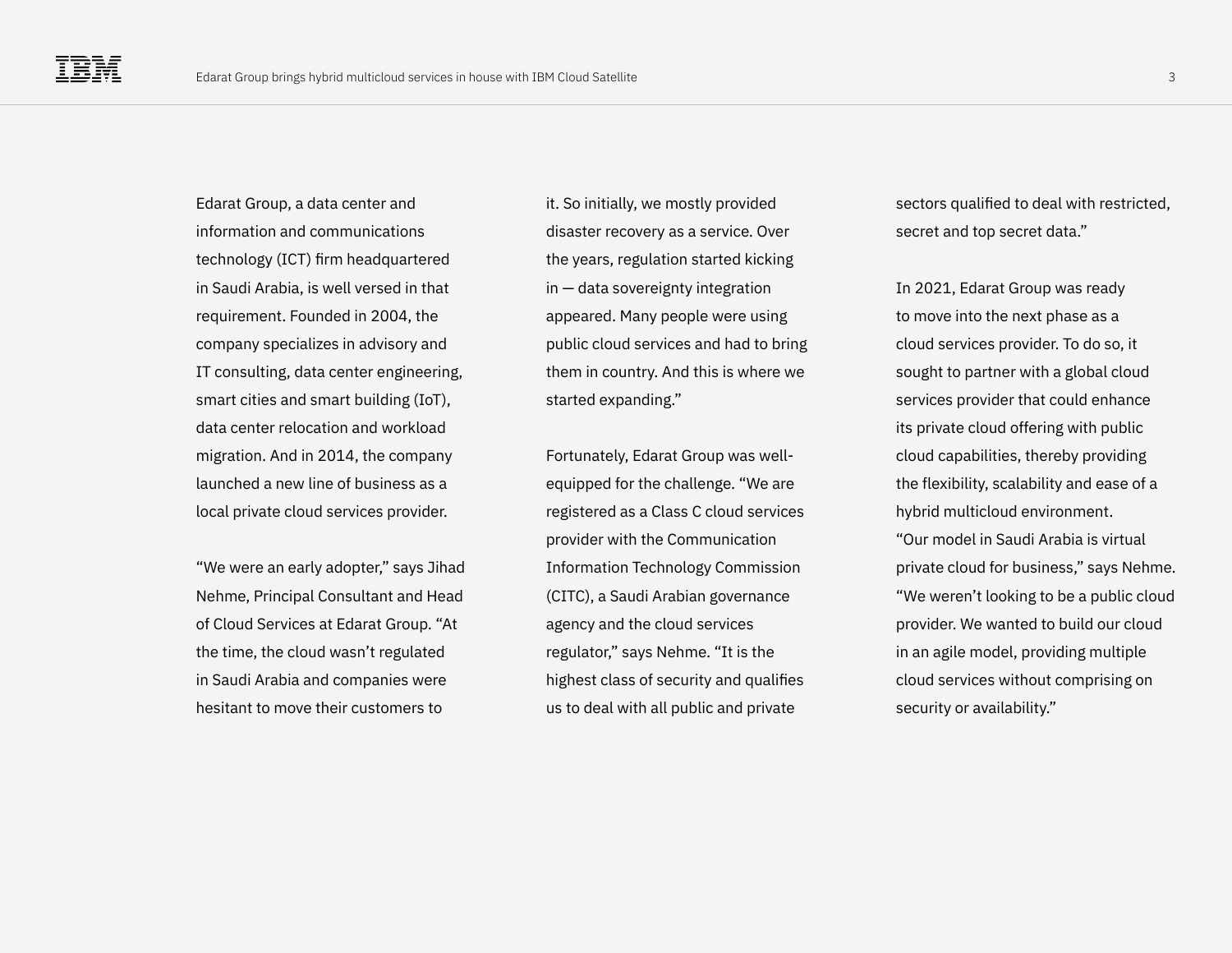Edarat Group, a data center and information and communications technology (ICT) firm headquartered in Saudi Arabia, is well versed in that requirement. Founded in 2004, the company specializes in advisory and IT consulting, data center engineering, smart cities and smart building (IoT), data center relocation and workload migration. And in 2014, the company launched a new line of business as a local private cloud services provider.

"We were an early adopter," says Jihad Nehme, Principal Consultant and Head of Cloud Services at Edarat Group. "At the time, the cloud wasn't regulated in Saudi Arabia and companies were hesitant to move their customers to it. So initially, we mostly provided disaster recovery as a service. Over the years, regulation started kicking in — data sovereignty integration appeared. Many people were using public cloud services and had to bring them in country. And this is where we started expanding."

Fortunately, Edarat Group was well-equipped for the challenge. "We are registered as a Class C cloud services provider with the Communication Information Technology Commission (CITC), a Saudi Arabian governance agency and the cloud services regulator," says Nehme. "It is the highest class of security and qualifies us to deal with all public and private sectors qualified to deal with restricted, secret and top secret data."

In 2021, Edarat Group was ready to move into the next phase as a cloud services provider. To do so, it sought to partner with a global cloud services provider that could enhance its private cloud offering with public cloud capabilities, thereby providing the flexibility, scalability and ease of a hybrid multicloud environment.
"Our model in Saudi Arabia is virtual private cloud for business," says Nehme. "We weren't looking to be a public cloud provider. We wanted to build our cloud in an agile model, providing multiple cloud services without comprising on security or availability."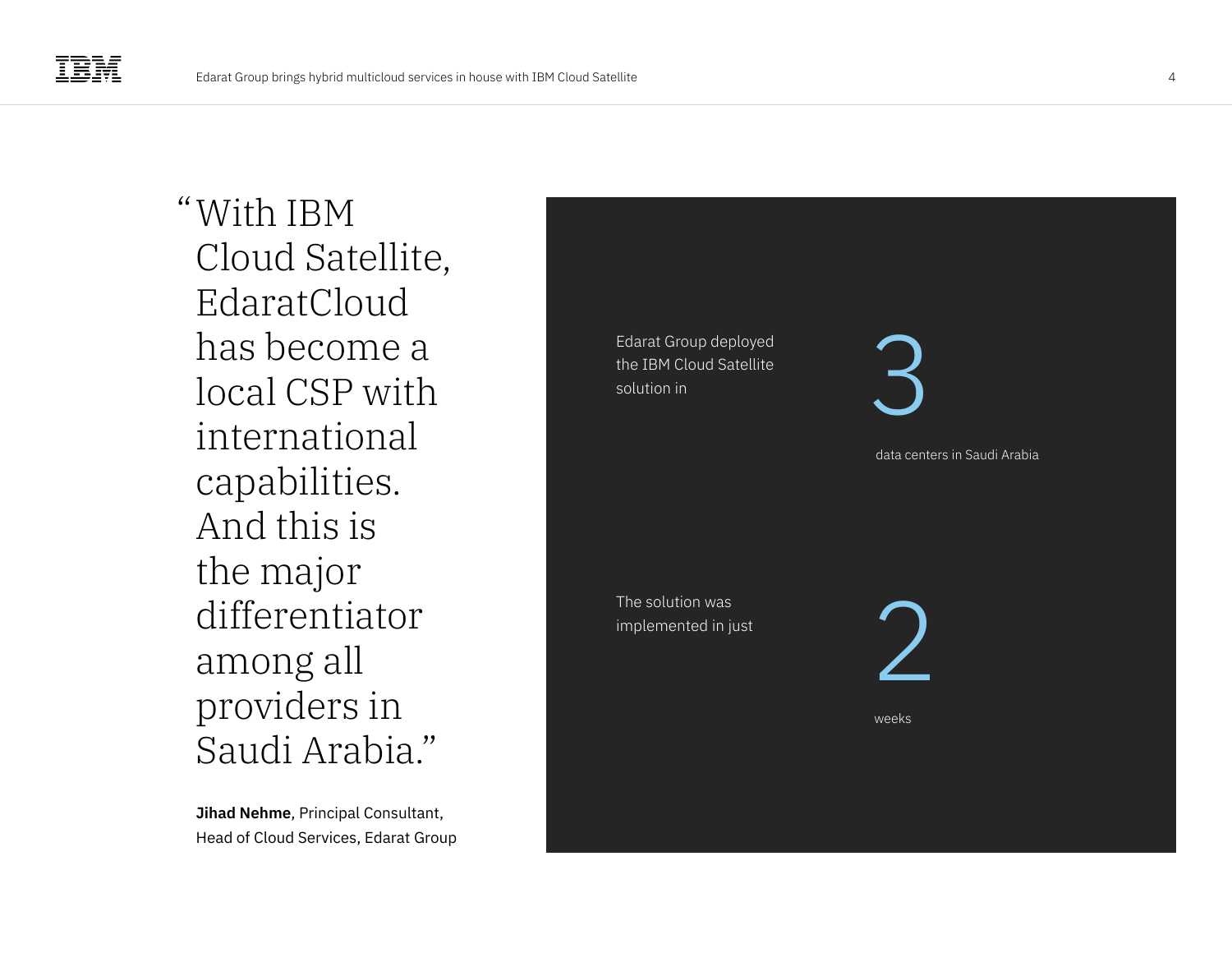> "With IBM Cloud Satellite, EdaratCloud has become a local CSP with international capabilities. And this is the major differentiator among all providers in Saudi Arabia."

**Jihad Nehme**, Principal Consultant, Head of Cloud Services, Edarat Group

Edarat Group deployed the IBM Cloud Satellite solution in

3

data centers in Saudi Arabia

The solution was implemented in just

2

weeks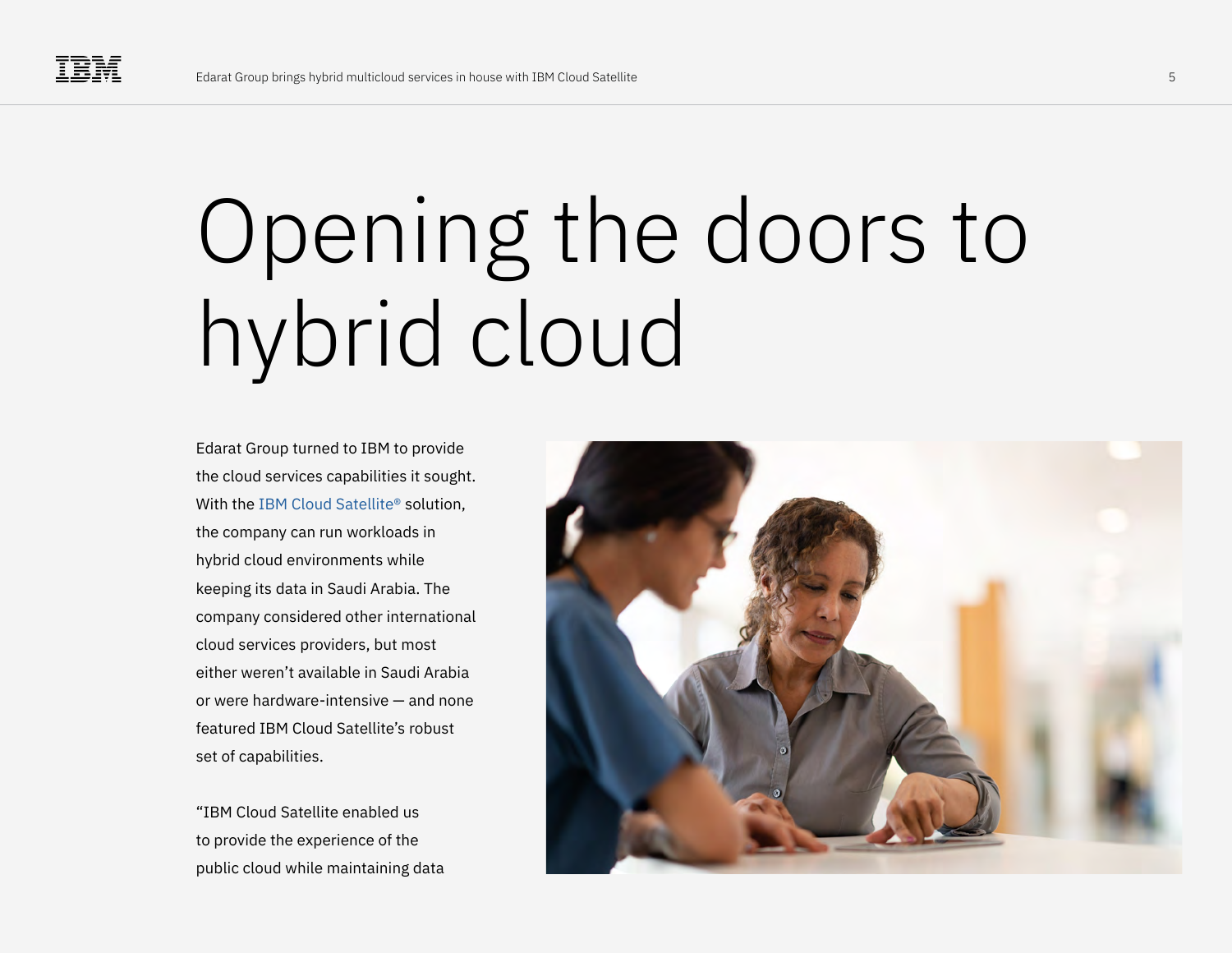# Opening the doors to hybrid cloud

Edarat Group turned to IBM to provide the cloud services capabilities it sought. With the IBM Cloud Satellite® solution, the company can run workloads in hybrid cloud environments while keeping its data in Saudi Arabia. The company considered other international cloud services providers, but most either weren't available in Saudi Arabia or were hardware-intensive — and none featured IBM Cloud Satellite's robust set of capabilities.

"IBM Cloud Satellite enabled us to provide the experience of the public cloud while maintaining data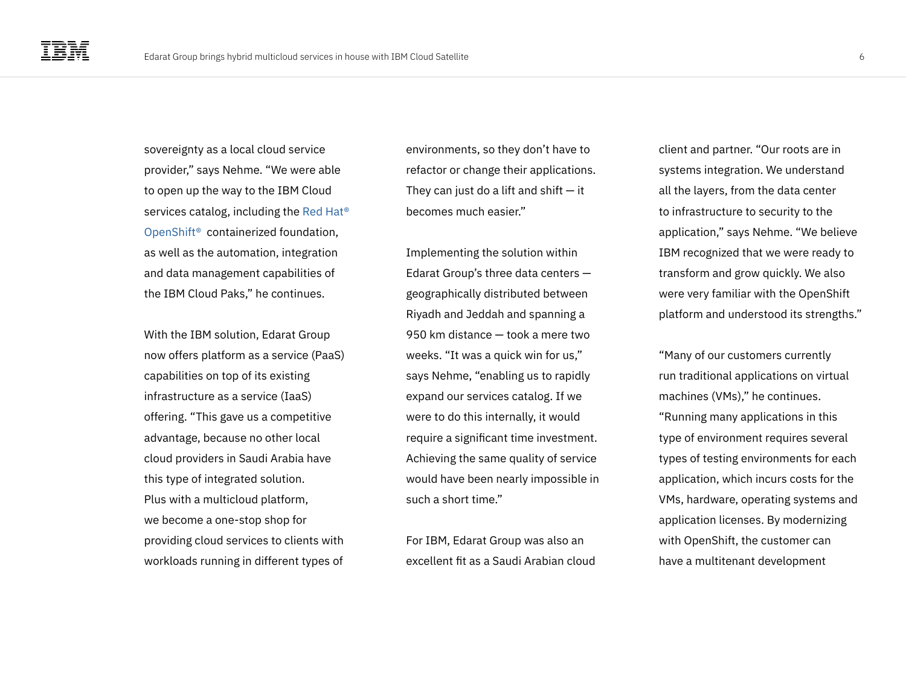sovereignty as a local cloud service provider," says Nehme. "We were able to open up the way to the IBM Cloud services catalog, including the Red Hat® OpenShift® containerized foundation, as well as the automation, integration and data management capabilities of the IBM Cloud Paks," he continues.

With the IBM solution, Edarat Group now offers platform as a service (PaaS) capabilities on top of its existing infrastructure as a service (IaaS) offering. "This gave us a competitive advantage, because no other local cloud providers in Saudi Arabia have this type of integrated solution. Plus with a multicloud platform, we become a one-stop shop for providing cloud services to clients with workloads running in different types of environments, so they don't have to refactor or change their applications. They can just do a lift and shift — it becomes much easier."

Implementing the solution within Edarat Group's three data centers — geographically distributed between Riyadh and Jeddah and spanning a 950 km distance — took a mere two weeks. "It was a quick win for us," says Nehme, "enabling us to rapidly expand our services catalog. If we were to do this internally, it would require a significant time investment. Achieving the same quality of service would have been nearly impossible in such a short time."

For IBM, Edarat Group was also an excellent fit as a Saudi Arabian cloud client and partner. "Our roots are in systems integration. We understand all the layers, from the data center to infrastructure to security to the application," says Nehme. "We believe IBM recognized that we were ready to transform and grow quickly. We also were very familiar with the OpenShift platform and understood its strengths."

"Many of our customers currently run traditional applications on virtual machines (VMs)," he continues. "Running many applications in this type of environment requires several types of testing environments for each application, which incurs costs for the VMs, hardware, operating systems and application licenses. By modernizing with OpenShift, the customer can have a multitenant development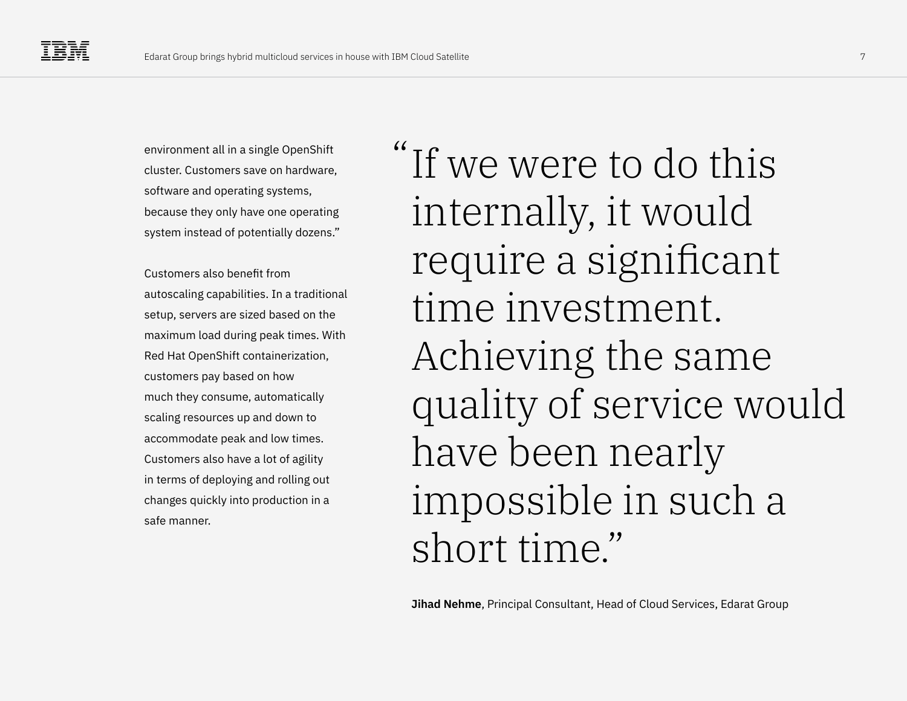environment all in a single OpenShift cluster. Customers save on hardware, software and operating systems, because they only have one operating system instead of potentially dozens."

Customers also benefit from autoscaling capabilities. In a traditional setup, servers are sized based on the maximum load during peak times. With Red Hat OpenShift containerization, customers pay based on how much they consume, automatically scaling resources up and down to accommodate peak and low times. Customers also have a lot of agility in terms of deploying and rolling out changes quickly into production in a safe manner.

> "If we were to do this internally, it would require a significant time investment. Achieving the same quality of service would have been nearly impossible in such a short time."

**Jihad Nehme**, Principal Consultant, Head of Cloud Services, Edarat Group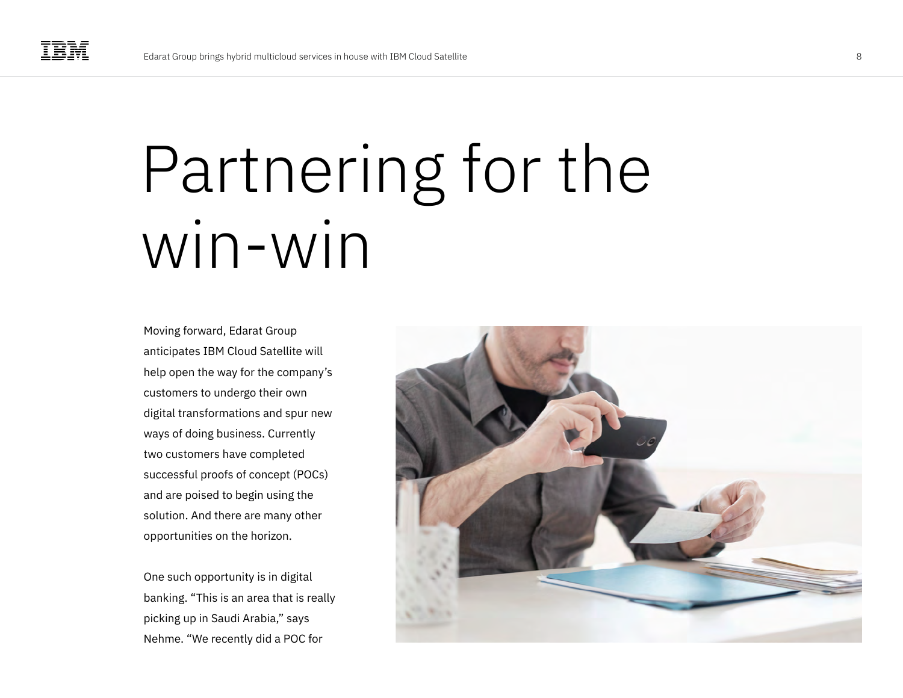# Partnering for the win-win

Moving forward, Edarat Group anticipates IBM Cloud Satellite will help open the way for the company's customers to undergo their own digital transformations and spur new ways of doing business. Currently two customers have completed successful proofs of concept (POCs) and are poised to begin using the solution. And there are many other opportunities on the horizon.

One such opportunity is in digital banking. "This is an area that is really picking up in Saudi Arabia," says Nehme. "We recently did a POC for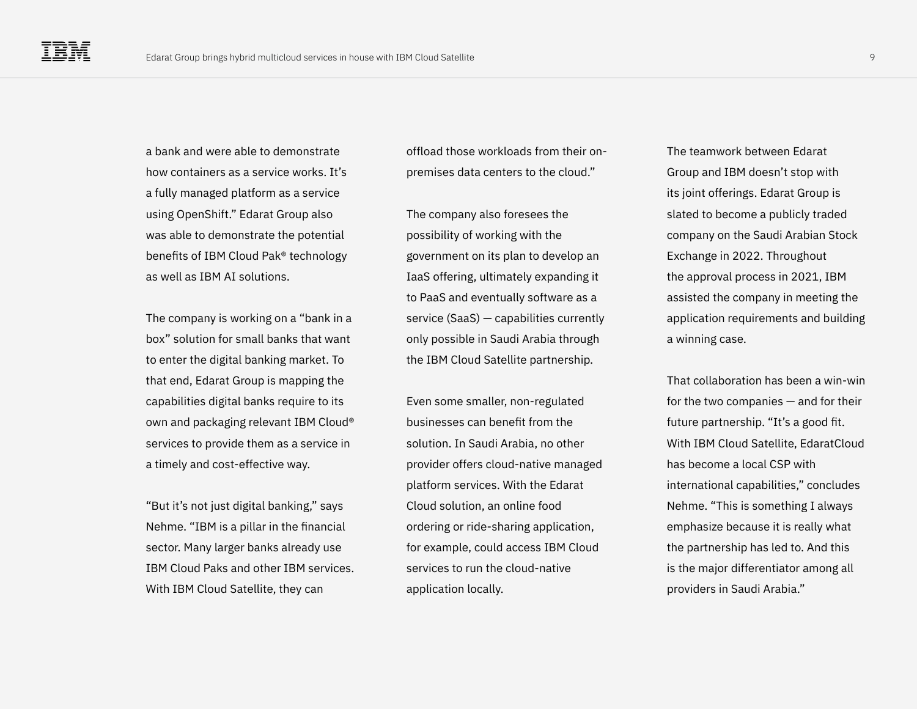a bank and were able to demonstrate how containers as a service works. It's a fully managed platform as a service using OpenShift." Edarat Group also was able to demonstrate the potential benefits of IBM Cloud Pak® technology as well as IBM AI solutions.

The company is working on a "bank in a box" solution for small banks that want to enter the digital banking market. To that end, Edarat Group is mapping the capabilities digital banks require to its own and packaging relevant IBM Cloud® services to provide them as a service in a timely and cost-effective way.

"But it's not just digital banking," says Nehme. "IBM is a pillar in the financial sector. Many larger banks already use IBM Cloud Paks and other IBM services. With IBM Cloud Satellite, they can offload those workloads from their on-premises data centers to the cloud."

The company also foresees the possibility of working with the government on its plan to develop an IaaS offering, ultimately expanding it to PaaS and eventually software as a service (SaaS) — capabilities currently only possible in Saudi Arabia through the IBM Cloud Satellite partnership.

Even some smaller, non-regulated businesses can benefit from the solution. In Saudi Arabia, no other provider offers cloud-native managed platform services. With the Edarat Cloud solution, an online food ordering or ride-sharing application, for example, could access IBM Cloud services to run the cloud-native application locally.

The teamwork between Edarat Group and IBM doesn't stop with its joint offerings. Edarat Group is slated to become a publicly traded company on the Saudi Arabian Stock Exchange in 2022. Throughout the approval process in 2021, IBM assisted the company in meeting the application requirements and building a winning case.

That collaboration has been a win-win for the two companies — and for their future partnership. "It's a good fit. With IBM Cloud Satellite, EdaratCloud has become a local CSP with international capabilities," concludes Nehme. "This is something I always emphasize because it is really what the partnership has led to. And this is the major differentiator among all providers in Saudi Arabia."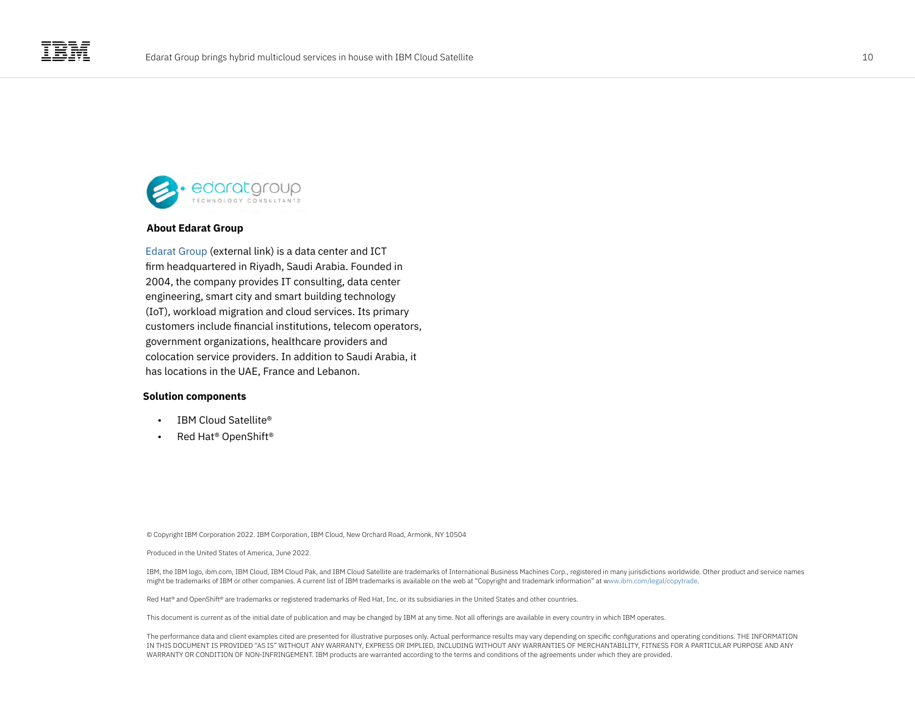## About Edarat Group

Edarat Group (external link) is a data center and ICT firm headquartered in Riyadh, Saudi Arabia. Founded in 2004, the company provides IT consulting, data center engineering, smart city and smart building technology (IoT), workload migration and cloud services. Its primary customers include financial institutions, telecom operators, government organizations, healthcare providers and colocation service providers. In addition to Saudi Arabia, it has locations in the UAE, France and Lebanon.

## Solution components

- IBM Cloud Satellite®
- Red Hat® OpenShift®

© Copyright IBM Corporation 2022. IBM Corporation, IBM Cloud, New Orchard Road, Armonk, NY 10504

Produced in the United States of America, June 2022.

IBM, the IBM logo, ibm.com, IBM Cloud, IBM Cloud Pak, and IBM Cloud Satellite are trademarks of International Business Machines Corp., registered in many jurisdictions worldwide. Other product and service names might be trademarks of IBM or other companies. A current list of IBM trademarks is available on the web at "Copyright and trademark information" at www.ibm.com/legal/copytrade.

Red Hat® and OpenShift® are trademarks or registered trademarks of Red Hat, Inc. or its subsidiaries in the United States and other countries.

This document is current as of the initial date of publication and may be changed by IBM at any time. Not all offerings are available in every country in which IBM operates.

The performance data and client examples cited are presented for illustrative purposes only. Actual performance results may vary depending on specific configurations and operating conditions. THE INFORMATION IN THIS DOCUMENT IS PROVIDED "AS IS" WITHOUT ANY WARRANTY, EXPRESS OR IMPLIED, INCLUDING WITHOUT ANY WARRANTIES OF MERCHANTABILITY, FITNESS FOR A PARTICULAR PURPOSE AND ANY WARRANTY OR CONDITION OF NON-INFRINGEMENT. IBM products are warranted according to the terms and conditions of the agreements under which they are provided.